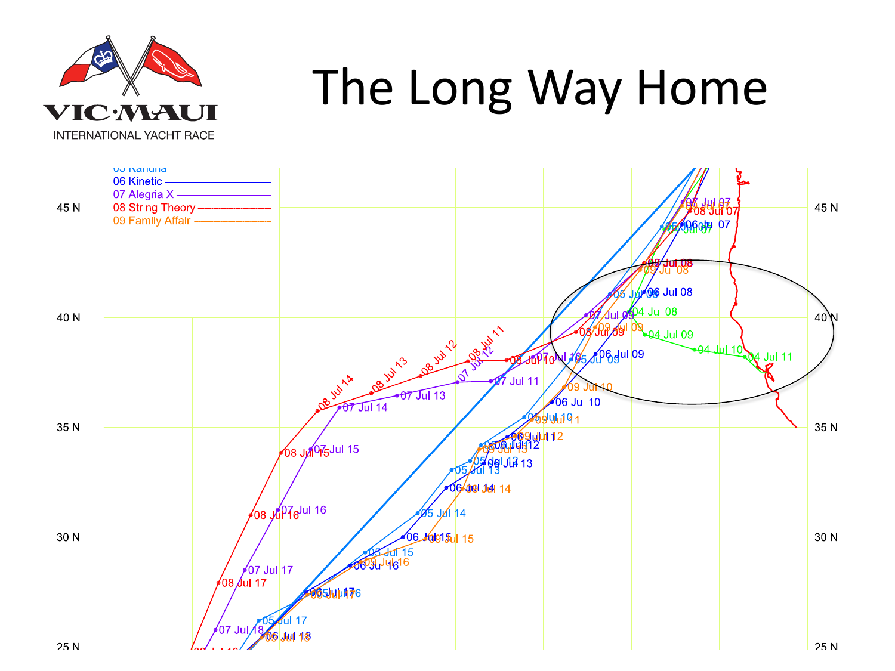VIC·MAUI

INTERNATIONAL YACHT RACE

# The Long Way Home

05 Kahuna
06 Kinetic
07 Alegria X
08 String Theory
09 Family Affair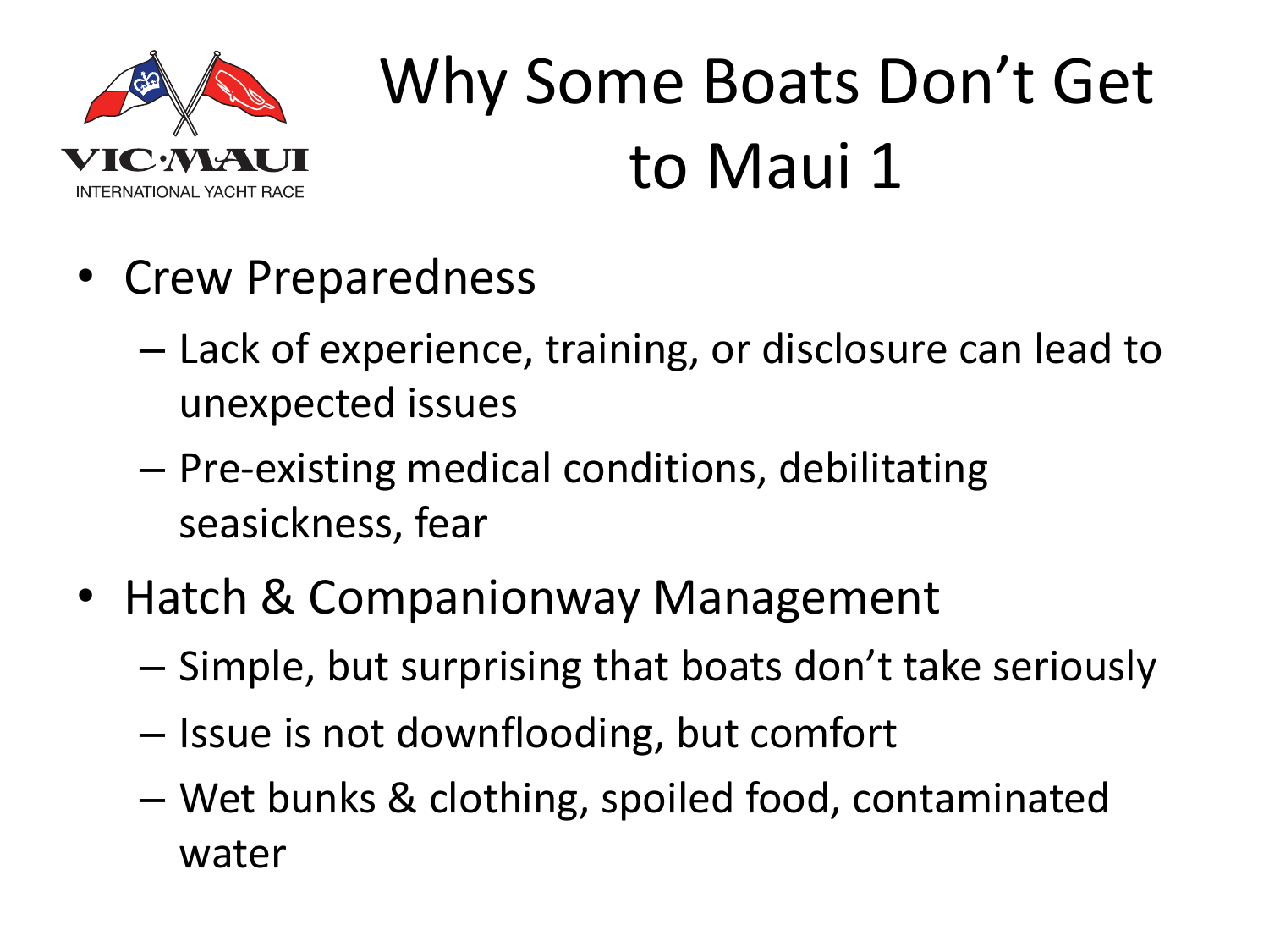# Why Some Boats Don't Get to Maui 1

- Crew Preparedness
  - Lack of experience, training, or disclosure can lead to unexpected issues
  - Pre-existing medical conditions, debilitating seasickness, fear
- Hatch & Companionway Management
  - Simple, but surprising that boats don't take seriously
  - Issue is not downflooding, but comfort
  - Wet bunks & clothing, spoiled food, contaminated water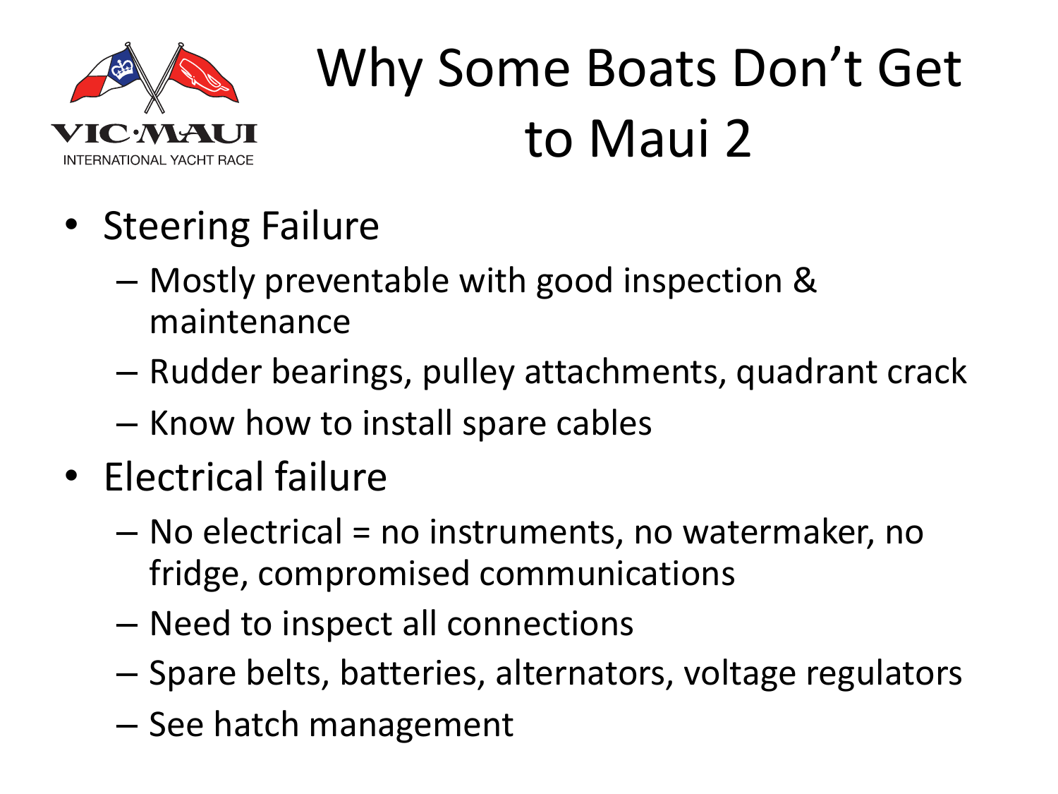# Why Some Boats Don't Get to Maui 2

- Steering Failure
  - Mostly preventable with good inspection & maintenance
  - Rudder bearings, pulley attachments, quadrant crack
  - Know how to install spare cables
- Electrical failure
  - No electrical = no instruments, no watermaker, no fridge, compromised communications
  - Need to inspect all connections
  - Spare belts, batteries, alternators, voltage regulators
  - See hatch management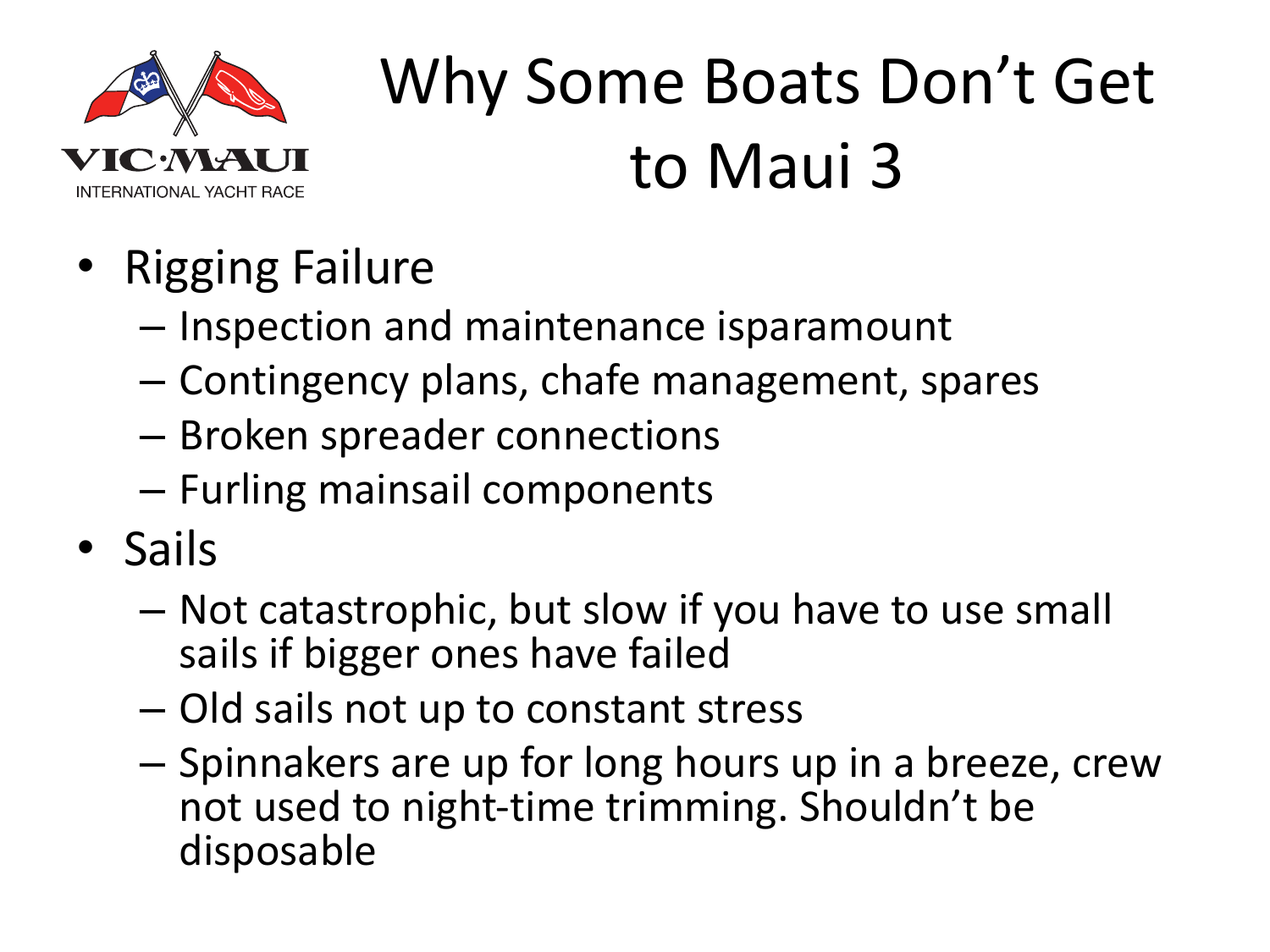VIC·MAUI
INTERNATIONAL YACHT RACE

# Why Some Boats Don't Get to Maui 3

- Rigging Failure
  - Inspection and maintenance isparamount
  - Contingency plans, chafe management, spares
  - Broken spreader connections
  - Furling mainsail components
- Sails
  - Not catastrophic, but slow if you have to use small sails if bigger ones have failed
  - Old sails not up to constant stress
  - Spinnakers are up for long hours up in a breeze, crew not used to night-time trimming. Shouldn't be disposable